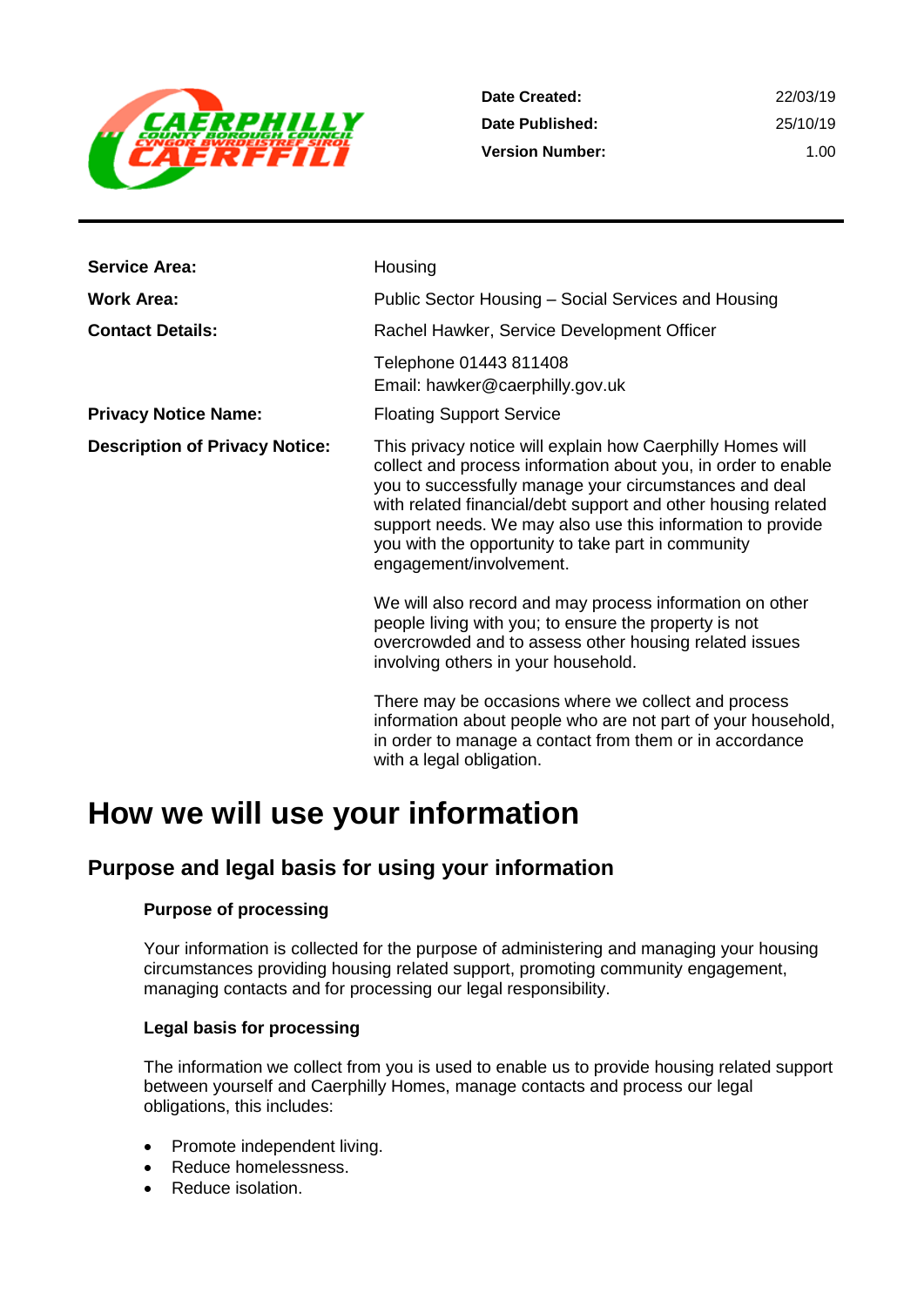| | |
|---|---|
| **Date Created:** | 22/03/19 |
| **Date Published:** | 25/10/19 |
| **Version Number:** | 1.00 |

| | |
|---|---|
| **Service Area:** | Housing |
| **Work Area:** | Public Sector Housing – Social Services and Housing |
| **Contact Details:** | Rachel Hawker, Service Development Officer |
| | Telephone 01443 811408<br>Email: hawker@caerphilly.gov.uk |
| **Privacy Notice Name:** | Floating Support Service |
| **Description of Privacy Notice:** | This privacy notice will explain how Caerphilly Homes will collect and process information about you, in order to enable you to successfully manage your circumstances and deal with related financial/debt support and other housing related support needs. We may also use this information to provide you with the opportunity to take part in community engagement/involvement.<br><br>We will also record and may process information on other people living with you; to ensure the property is not overcrowded and to assess other housing related issues involving others in your household.<br><br>There may be occasions where we collect and process information about people who are not part of your household, in order to manage a contact from them or in accordance with a legal obligation. |

# How we will use your information

## Purpose and legal basis for using your information

### Purpose of processing

Your information is collected for the purpose of administering and managing your housing circumstances providing housing related support, promoting community engagement, managing contacts and for processing our legal responsibility.

### Legal basis for processing

The information we collect from you is used to enable us to provide housing related support between yourself and Caerphilly Homes, manage contacts and process our legal obligations, this includes:

- Promote independent living.
- Reduce homelessness.
- Reduce isolation.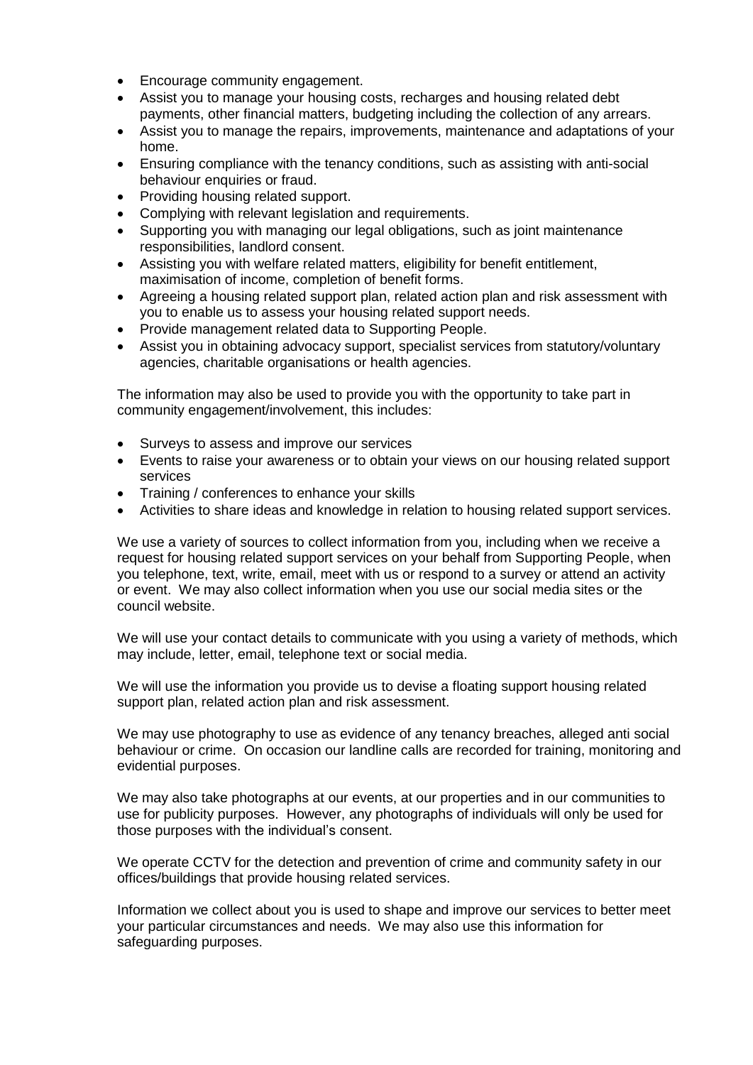- Encourage community engagement.
- Assist you to manage your housing costs, recharges and housing related debt payments, other financial matters, budgeting including the collection of any arrears.
- Assist you to manage the repairs, improvements, maintenance and adaptations of your home.
- Ensuring compliance with the tenancy conditions, such as assisting with anti-social behaviour enquiries or fraud.
- Providing housing related support.
- Complying with relevant legislation and requirements.
- Supporting you with managing our legal obligations, such as joint maintenance responsibilities, landlord consent.
- Assisting you with welfare related matters, eligibility for benefit entitlement, maximisation of income, completion of benefit forms.
- Agreeing a housing related support plan, related action plan and risk assessment with you to enable us to assess your housing related support needs.
- Provide management related data to Supporting People.
- Assist you in obtaining advocacy support, specialist services from statutory/voluntary agencies, charitable organisations or health agencies.

The information may also be used to provide you with the opportunity to take part in community engagement/involvement, this includes:

- Surveys to assess and improve our services
- Events to raise your awareness or to obtain your views on our housing related support services
- Training / conferences to enhance your skills
- Activities to share ideas and knowledge in relation to housing related support services.

We use a variety of sources to collect information from you, including when we receive a request for housing related support services on your behalf from Supporting People, when you telephone, text, write, email, meet with us or respond to a survey or attend an activity or event. We may also collect information when you use our social media sites or the council website.

We will use your contact details to communicate with you using a variety of methods, which may include, letter, email, telephone text or social media.

We will use the information you provide us to devise a floating support housing related support plan, related action plan and risk assessment.

We may use photography to use as evidence of any tenancy breaches, alleged anti social behaviour or crime. On occasion our landline calls are recorded for training, monitoring and evidential purposes.

We may also take photographs at our events, at our properties and in our communities to use for publicity purposes. However, any photographs of individuals will only be used for those purposes with the individual's consent.

We operate CCTV for the detection and prevention of crime and community safety in our offices/buildings that provide housing related services.

Information we collect about you is used to shape and improve our services to better meet your particular circumstances and needs. We may also use this information for safeguarding purposes.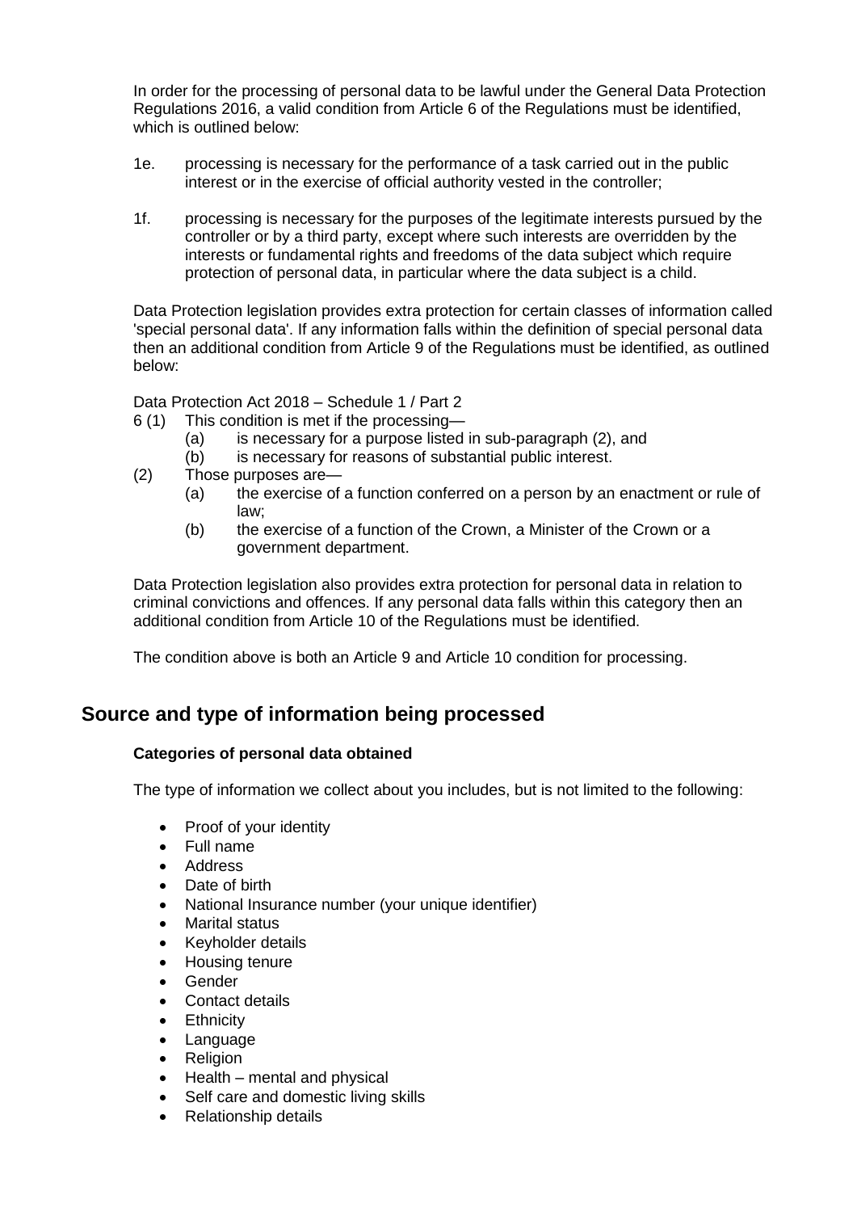In order for the processing of personal data to be lawful under the General Data Protection Regulations 2016, a valid condition from Article 6 of the Regulations must be identified, which is outlined below:

1e. processing is necessary for the performance of a task carried out in the public interest or in the exercise of official authority vested in the controller;

1f. processing is necessary for the purposes of the legitimate interests pursued by the controller or by a third party, except where such interests are overridden by the interests or fundamental rights and freedoms of the data subject which require protection of personal data, in particular where the data subject is a child.

Data Protection legislation provides extra protection for certain classes of information called 'special personal data'. If any information falls within the definition of special personal data then an additional condition from Article 9 of the Regulations must be identified, as outlined below:

Data Protection Act 2018 – Schedule 1 / Part 2

6 (1) This condition is met if the processing—
  (a) is necessary for a purpose listed in sub-paragraph (2), and
  (b) is necessary for reasons of substantial public interest.

(2) Those purposes are—
  (a) the exercise of a function conferred on a person by an enactment or rule of law;
  (b) the exercise of a function of the Crown, a Minister of the Crown or a government department.

Data Protection legislation also provides extra protection for personal data in relation to criminal convictions and offences. If any personal data falls within this category then an additional condition from Article 10 of the Regulations must be identified.

The condition above is both an Article 9 and Article 10 condition for processing.

## Source and type of information being processed

**Categories of personal data obtained**

The type of information we collect about you includes, but is not limited to the following:

- Proof of your identity
- Full name
- Address
- Date of birth
- National Insurance number (your unique identifier)
- Marital status
- Keyholder details
- Housing tenure
- Gender
- Contact details
- Ethnicity
- Language
- Religion
- Health – mental and physical
- Self care and domestic living skills
- Relationship details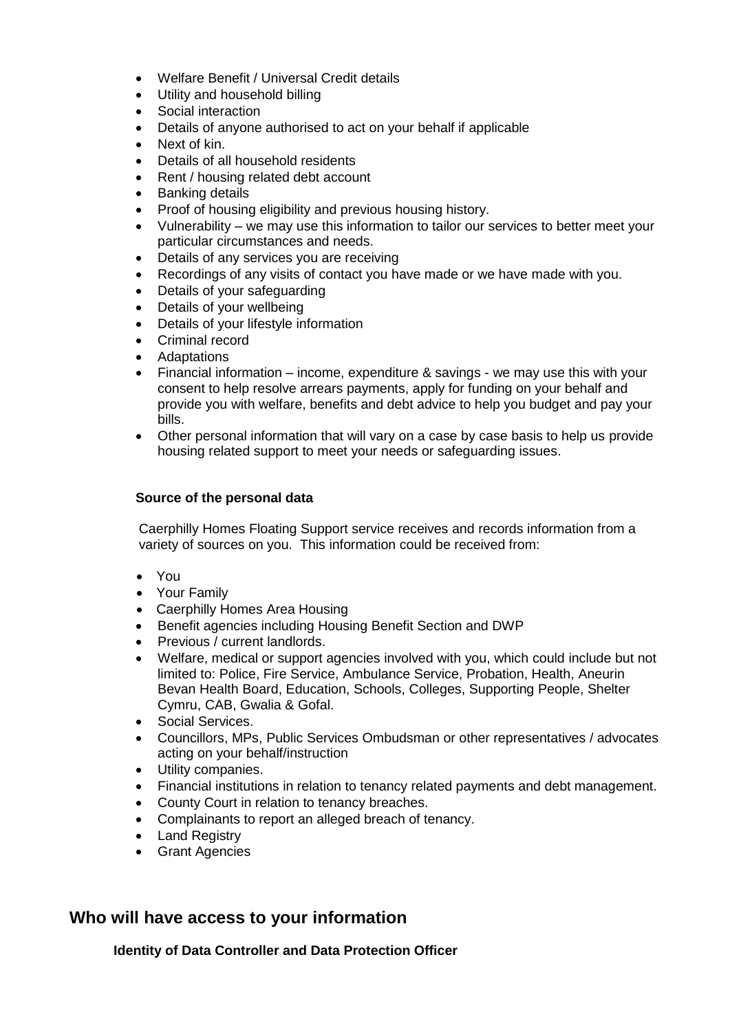- Welfare Benefit / Universal Credit details
- Utility and household billing
- Social interaction
- Details of anyone authorised to act on your behalf if applicable
- Next of kin.
- Details of all household residents
- Rent / housing related debt account
- Banking details
- Proof of housing eligibility and previous housing history.
- Vulnerability – we may use this information to tailor our services to better meet your particular circumstances and needs.
- Details of any services you are receiving
- Recordings of any visits of contact you have made or we have made with you.
- Details of your safeguarding
- Details of your wellbeing
- Details of your lifestyle information
- Criminal record
- Adaptations
- Financial information – income, expenditure & savings - we may use this with your consent to help resolve arrears payments, apply for funding on your behalf and provide you with welfare, benefits and debt advice to help you budget and pay your bills.
- Other personal information that will vary on a case by case basis to help us provide housing related support to meet your needs or safeguarding issues.

**Source of the personal data**

Caerphilly Homes Floating Support service receives and records information from a variety of sources on you. This information could be received from:

- You
- Your Family
- Caerphilly Homes Area Housing
- Benefit agencies including Housing Benefit Section and DWP
- Previous / current landlords.
- Welfare, medical or support agencies involved with you, which could include but not limited to: Police, Fire Service, Ambulance Service, Probation, Health, Aneurin Bevan Health Board, Education, Schools, Colleges, Supporting People, Shelter Cymru, CAB, Gwalia & Gofal.
- Social Services.
- Councillors, MPs, Public Services Ombudsman or other representatives / advocates acting on your behalf/instruction
- Utility companies.
- Financial institutions in relation to tenancy related payments and debt management.
- County Court in relation to tenancy breaches.
- Complainants to report an alleged breach of tenancy.
- Land Registry
- Grant Agencies

## Who will have access to your information

**Identity of Data Controller and Data Protection Officer**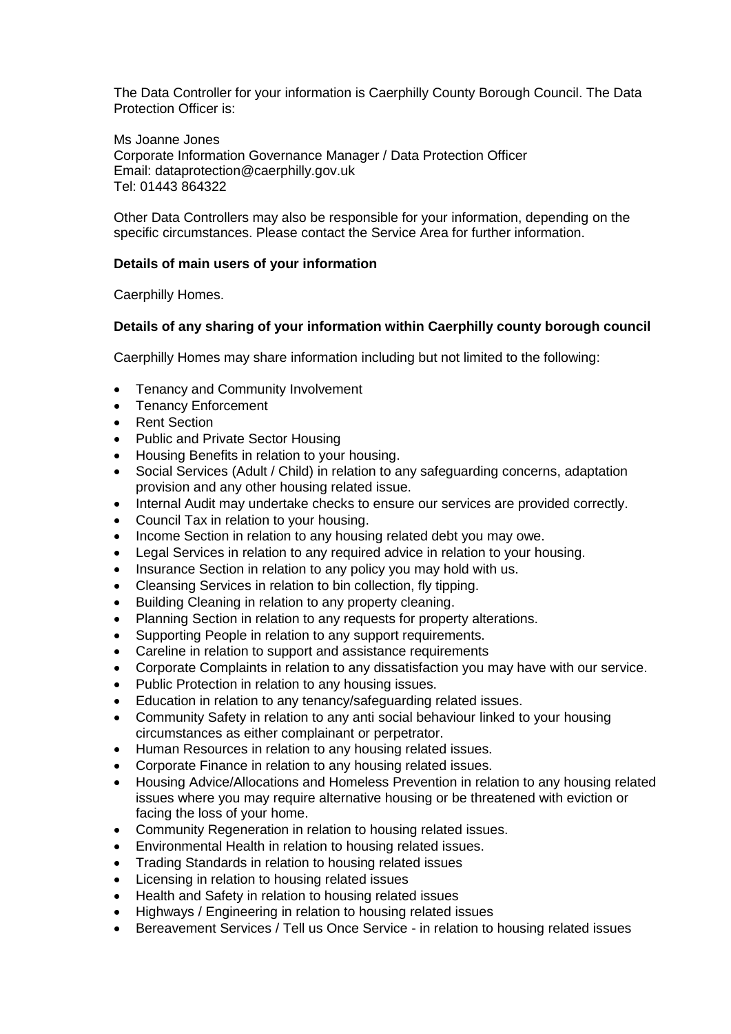The Data Controller for your information is Caerphilly County Borough Council. The Data Protection Officer is:

Ms Joanne Jones
Corporate Information Governance Manager / Data Protection Officer
Email: dataprotection@caerphilly.gov.uk
Tel: 01443 864322

Other Data Controllers may also be responsible for your information, depending on the specific circumstances. Please contact the Service Area for further information.

**Details of main users of your information**

Caerphilly Homes.

**Details of any sharing of your information within Caerphilly county borough council**

Caerphilly Homes may share information including but not limited to the following:

- Tenancy and Community Involvement
- Tenancy Enforcement
- Rent Section
- Public and Private Sector Housing
- Housing Benefits in relation to your housing.
- Social Services (Adult / Child) in relation to any safeguarding concerns, adaptation provision and any other housing related issue.
- Internal Audit may undertake checks to ensure our services are provided correctly.
- Council Tax in relation to your housing.
- Income Section in relation to any housing related debt you may owe.
- Legal Services in relation to any required advice in relation to your housing.
- Insurance Section in relation to any policy you may hold with us.
- Cleansing Services in relation to bin collection, fly tipping.
- Building Cleaning in relation to any property cleaning.
- Planning Section in relation to any requests for property alterations.
- Supporting People in relation to any support requirements.
- Careline in relation to support and assistance requirements
- Corporate Complaints in relation to any dissatisfaction you may have with our service.
- Public Protection in relation to any housing issues.
- Education in relation to any tenancy/safeguarding related issues.
- Community Safety in relation to any anti social behaviour linked to your housing circumstances as either complainant or perpetrator.
- Human Resources in relation to any housing related issues.
- Corporate Finance in relation to any housing related issues.
- Housing Advice/Allocations and Homeless Prevention in relation to any housing related issues where you may require alternative housing or be threatened with eviction or facing the loss of your home.
- Community Regeneration in relation to housing related issues.
- Environmental Health in relation to housing related issues.
- Trading Standards in relation to housing related issues
- Licensing in relation to housing related issues
- Health and Safety in relation to housing related issues
- Highways / Engineering in relation to housing related issues
- Bereavement Services / Tell us Once Service - in relation to housing related issues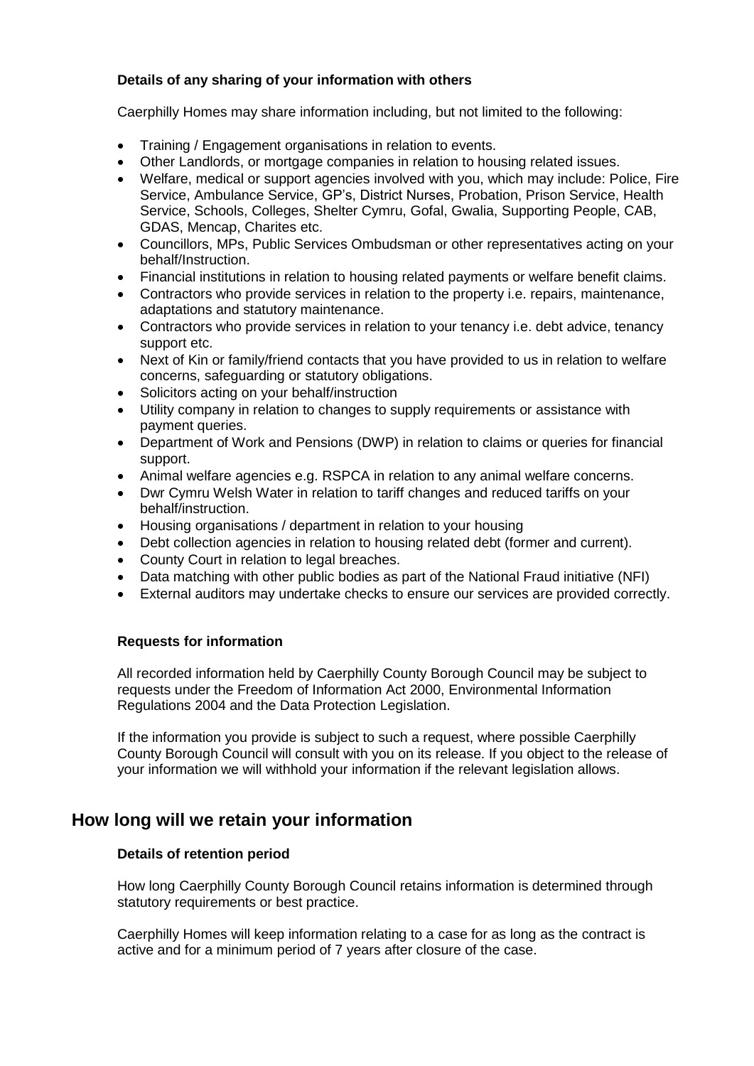**Details of any sharing of your information with others**

Caerphilly Homes may share information including, but not limited to the following:

- Training / Engagement organisations in relation to events.
- Other Landlords, or mortgage companies in relation to housing related issues.
- Welfare, medical or support agencies involved with you, which may include: Police, Fire Service, Ambulance Service, GP's, District Nurses, Probation, Prison Service, Health Service, Schools, Colleges, Shelter Cymru, Gofal, Gwalia, Supporting People, CAB, GDAS, Mencap, Charites etc.
- Councillors, MPs, Public Services Ombudsman or other representatives acting on your behalf/Instruction.
- Financial institutions in relation to housing related payments or welfare benefit claims.
- Contractors who provide services in relation to the property i.e. repairs, maintenance, adaptations and statutory maintenance.
- Contractors who provide services in relation to your tenancy i.e. debt advice, tenancy support etc.
- Next of Kin or family/friend contacts that you have provided to us in relation to welfare concerns, safeguarding or statutory obligations.
- Solicitors acting on your behalf/instruction
- Utility company in relation to changes to supply requirements or assistance with payment queries.
- Department of Work and Pensions (DWP) in relation to claims or queries for financial support.
- Animal welfare agencies e.g. RSPCA in relation to any animal welfare concerns.
- Dwr Cymru Welsh Water in relation to tariff changes and reduced tariffs on your behalf/instruction.
- Housing organisations / department in relation to your housing
- Debt collection agencies in relation to housing related debt (former and current).
- County Court in relation to legal breaches.
- Data matching with other public bodies as part of the National Fraud initiative (NFI)
- External auditors may undertake checks to ensure our services are provided correctly.

**Requests for information**

All recorded information held by Caerphilly County Borough Council may be subject to requests under the Freedom of Information Act 2000, Environmental Information Regulations 2004 and the Data Protection Legislation.

If the information you provide is subject to such a request, where possible Caerphilly County Borough Council will consult with you on its release. If you object to the release of your information we will withhold your information if the relevant legislation allows.

## How long will we retain your information

**Details of retention period**

How long Caerphilly County Borough Council retains information is determined through statutory requirements or best practice.

Caerphilly Homes will keep information relating to a case for as long as the contract is active and for a minimum period of 7 years after closure of the case.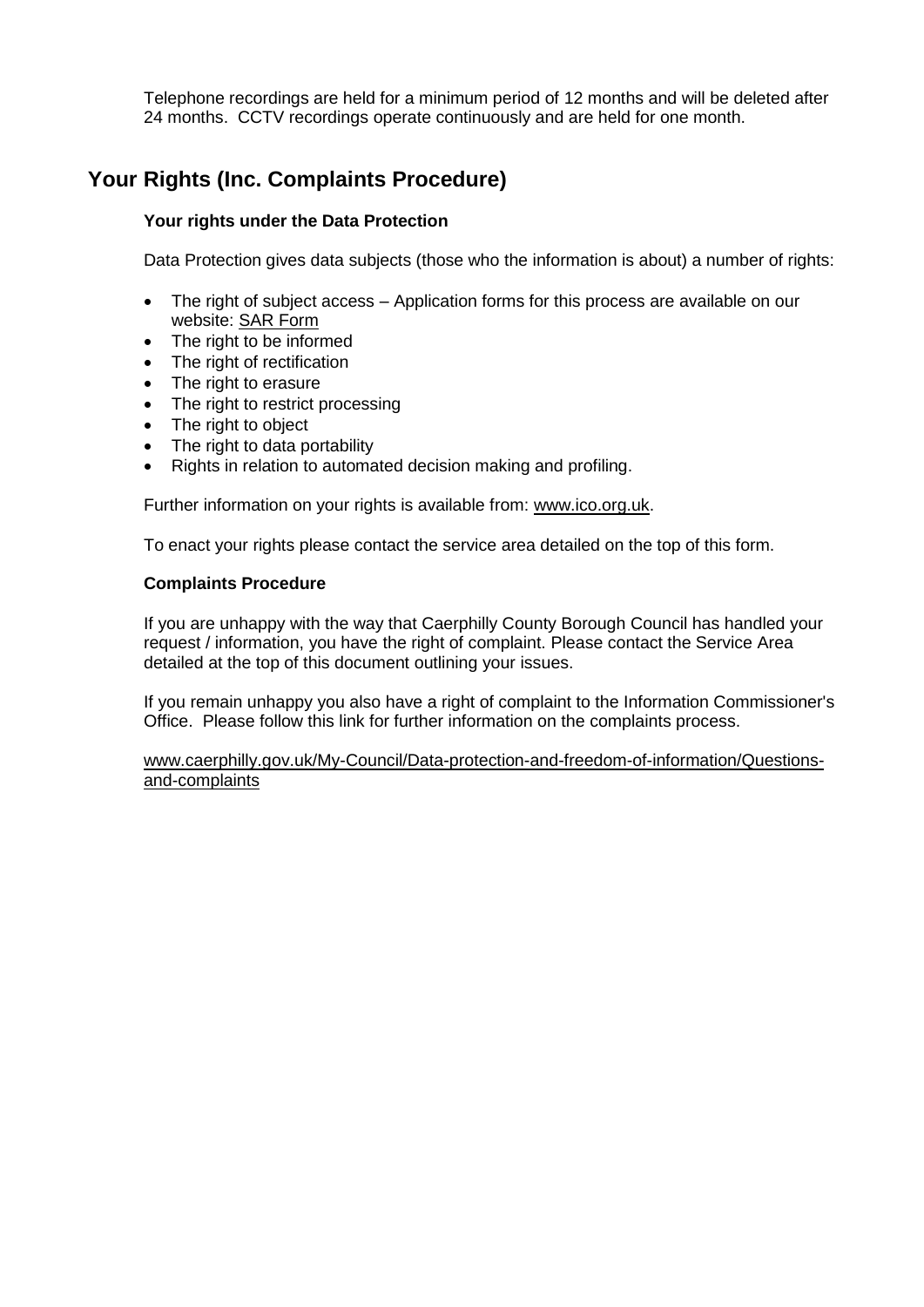Telephone recordings are held for a minimum period of 12 months and will be deleted after 24 months. CCTV recordings operate continuously and are held for one month.

## Your Rights (Inc. Complaints Procedure)

**Your rights under the Data Protection**

Data Protection gives data subjects (those who the information is about) a number of rights:

- The right of subject access – Application forms for this process are available on our website: SAR Form
- The right to be informed
- The right of rectification
- The right to erasure
- The right to restrict processing
- The right to object
- The right to data portability
- Rights in relation to automated decision making and profiling.

Further information on your rights is available from: www.ico.org.uk.

To enact your rights please contact the service area detailed on the top of this form.

**Complaints Procedure**

If you are unhappy with the way that Caerphilly County Borough Council has handled your request / information, you have the right of complaint. Please contact the Service Area detailed at the top of this document outlining your issues.

If you remain unhappy you also have a right of complaint to the Information Commissioner's Office. Please follow this link for further information on the complaints process.

www.caerphilly.gov.uk/My-Council/Data-protection-and-freedom-of-information/Questions-and-complaints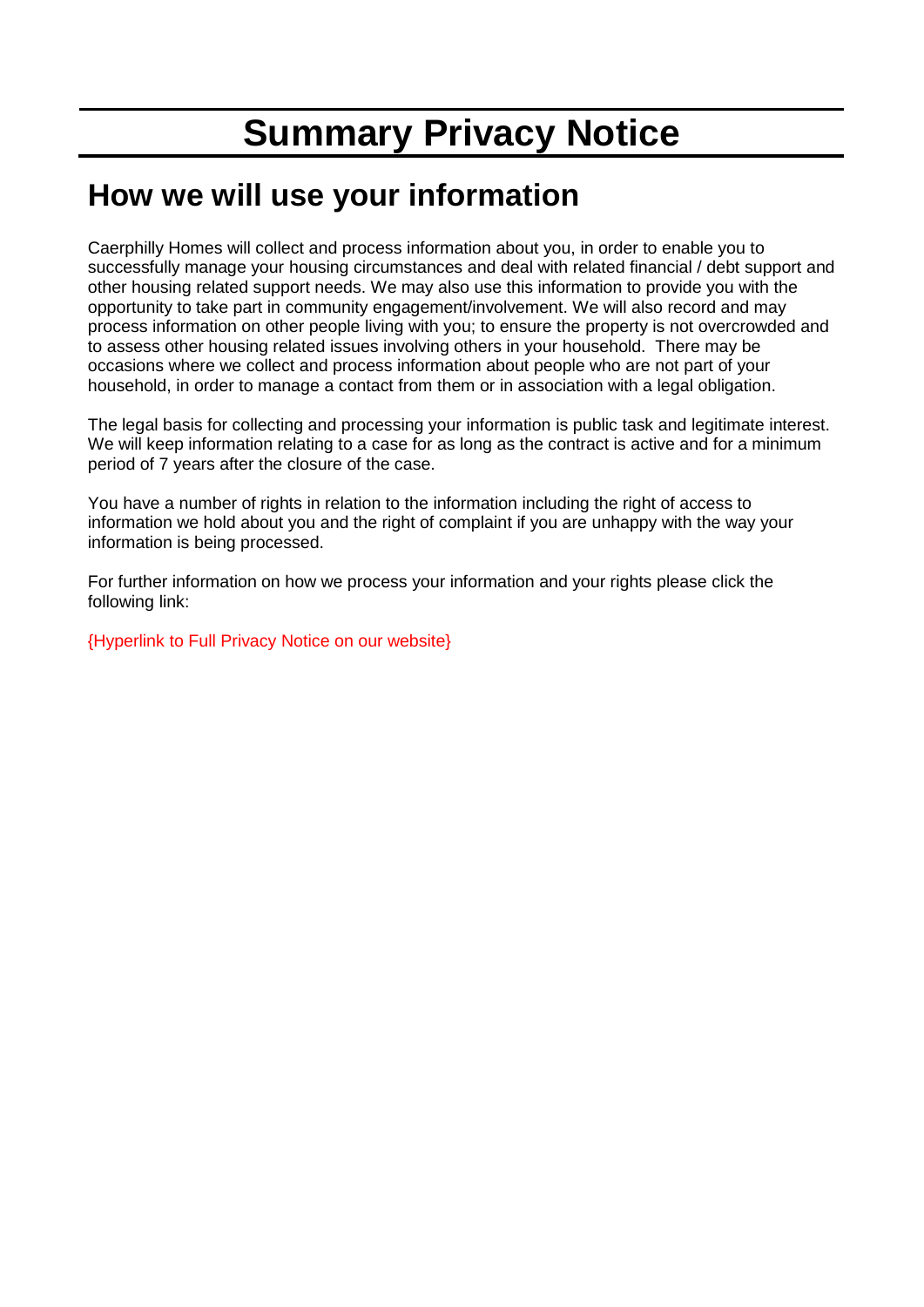# Summary Privacy Notice

## How we will use your information

Caerphilly Homes will collect and process information about you, in order to enable you to successfully manage your housing circumstances and deal with related financial / debt support and other housing related support needs. We may also use this information to provide you with the opportunity to take part in community engagement/involvement. We will also record and may process information on other people living with you; to ensure the property is not overcrowded and to assess other housing related issues involving others in your household. There may be occasions where we collect and process information about people who are not part of your household, in order to manage a contact from them or in association with a legal obligation.

The legal basis for collecting and processing your information is public task and legitimate interest. We will keep information relating to a case for as long as the contract is active and for a minimum period of 7 years after the closure of the case.

You have a number of rights in relation to the information including the right of access to information we hold about you and the right of complaint if you are unhappy with the way your information is being processed.

For further information on how we process your information and your rights please click the following link:

{Hyperlink to Full Privacy Notice on our website}